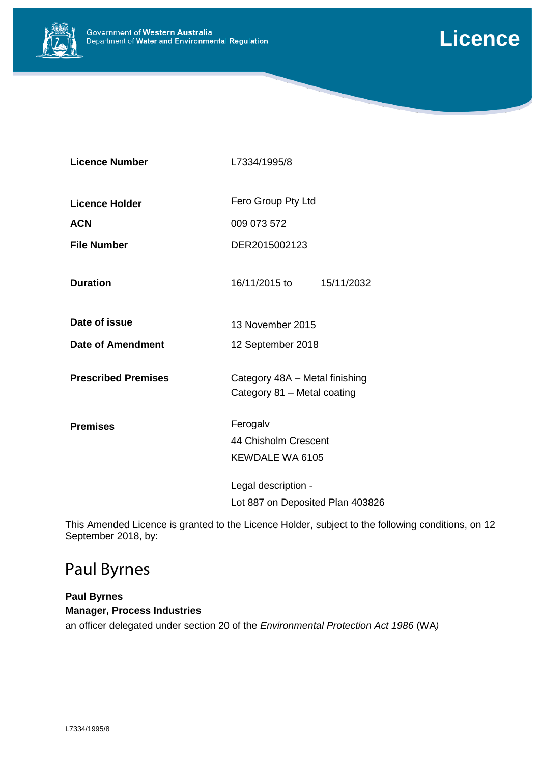Government of **Western Australia**
Department of **Water and Environmental Regulation**

# Licence

| | |
|---|---|
| **Licence Number** | L7334/1995/8 |
| **Licence Holder** | Fero Group Pty Ltd |
| **ACN** | 009 073 572 |
| **File Number** | DER2015002123 |
| **Duration** | 16/11/2015 to 15/11/2032 |
| **Date of issue** | 13 November 2015 |
| **Date of Amendment** | 12 September 2018 |
| **Prescribed Premises** | Category 48A – Metal finishing<br>Category 81 – Metal coating |
| **Premises** | Ferogalv<br>44 Chisholm Crescent<br>KEWDALE WA 6105<br><br>Legal description -<br>Lot 887 on Deposited Plan 403826 |

This Amended Licence is granted to the Licence Holder, subject to the following conditions, on 12 September 2018, by:

Paul Byrnes

**Paul Byrnes**
**Manager, Process Industries**
an officer delegated under section 20 of the *Environmental Protection Act 1986* (WA)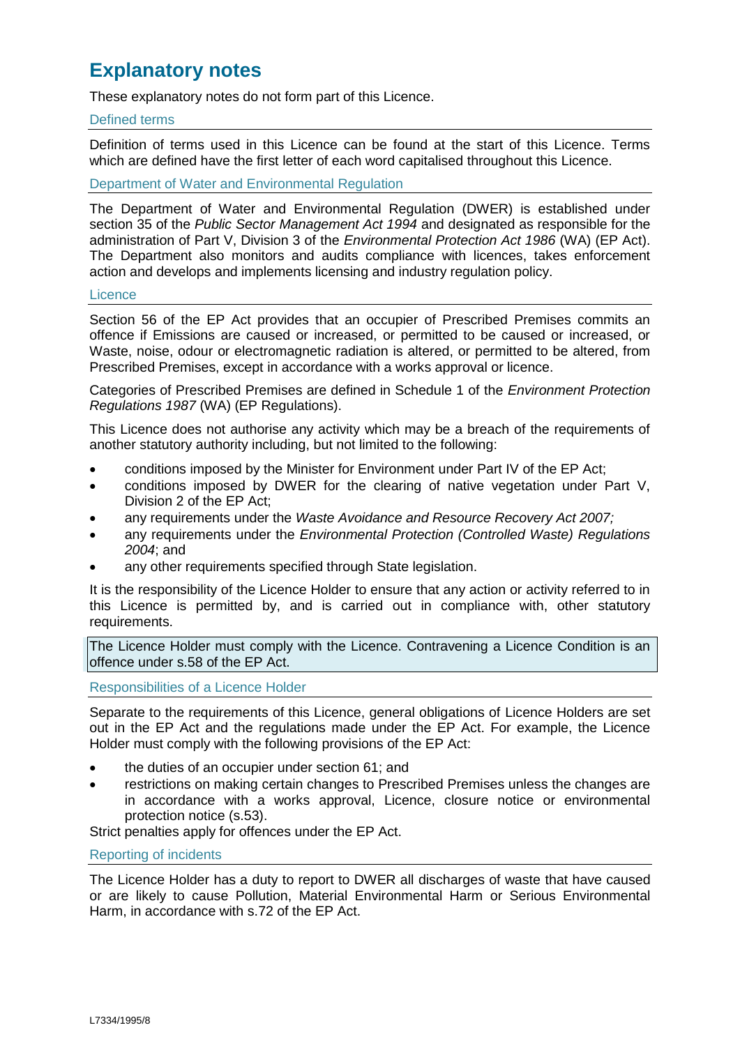# Explanatory notes

These explanatory notes do not form part of this Licence.

### Defined terms

Definition of terms used in this Licence can be found at the start of this Licence. Terms which are defined have the first letter of each word capitalised throughout this Licence.

### Department of Water and Environmental Regulation

The Department of Water and Environmental Regulation (DWER) is established under section 35 of the *Public Sector Management Act 1994* and designated as responsible for the administration of Part V, Division 3 of the *Environmental Protection Act 1986* (WA) (EP Act). The Department also monitors and audits compliance with licences, takes enforcement action and develops and implements licensing and industry regulation policy.

### Licence

Section 56 of the EP Act provides that an occupier of Prescribed Premises commits an offence if Emissions are caused or increased, or permitted to be caused or increased, or Waste, noise, odour or electromagnetic radiation is altered, or permitted to be altered, from Prescribed Premises, except in accordance with a works approval or licence.

Categories of Prescribed Premises are defined in Schedule 1 of the *Environment Protection Regulations 1987* (WA) (EP Regulations).

This Licence does not authorise any activity which may be a breach of the requirements of another statutory authority including, but not limited to the following:

- conditions imposed by the Minister for Environment under Part IV of the EP Act;
- conditions imposed by DWER for the clearing of native vegetation under Part V, Division 2 of the EP Act;
- any requirements under the *Waste Avoidance and Resource Recovery Act 2007;*
- any requirements under the *Environmental Protection (Controlled Waste) Regulations 2004*; and
- any other requirements specified through State legislation.

It is the responsibility of the Licence Holder to ensure that any action or activity referred to in this Licence is permitted by, and is carried out in compliance with, other statutory requirements.

The Licence Holder must comply with the Licence. Contravening a Licence Condition is an offence under s.58 of the EP Act.

### Responsibilities of a Licence Holder

Separate to the requirements of this Licence, general obligations of Licence Holders are set out in the EP Act and the regulations made under the EP Act. For example, the Licence Holder must comply with the following provisions of the EP Act:

- the duties of an occupier under section 61; and
- restrictions on making certain changes to Prescribed Premises unless the changes are in accordance with a works approval, Licence, closure notice or environmental protection notice (s.53).

Strict penalties apply for offences under the EP Act.

### Reporting of incidents

The Licence Holder has a duty to report to DWER all discharges of waste that have caused or are likely to cause Pollution, Material Environmental Harm or Serious Environmental Harm, in accordance with s.72 of the EP Act.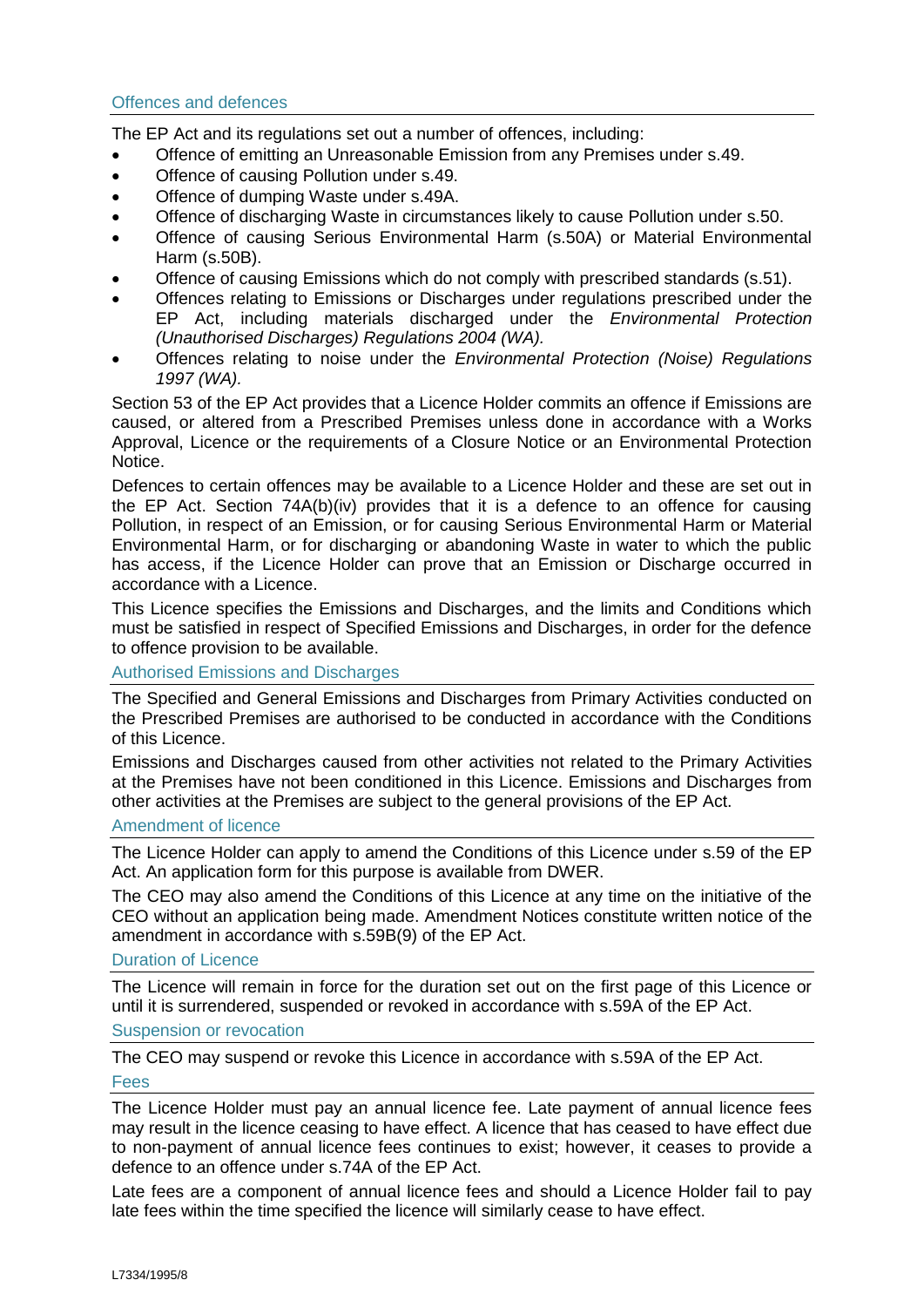## Offences and defences

The EP Act and its regulations set out a number of offences, including:

- Offence of emitting an Unreasonable Emission from any Premises under s.49.
- Offence of causing Pollution under s.49.
- Offence of dumping Waste under s.49A.
- Offence of discharging Waste in circumstances likely to cause Pollution under s.50.
- Offence of causing Serious Environmental Harm (s.50A) or Material Environmental Harm (s.50B).
- Offence of causing Emissions which do not comply with prescribed standards (s.51).
- Offences relating to Emissions or Discharges under regulations prescribed under the EP Act, including materials discharged under the *Environmental Protection (Unauthorised Discharges) Regulations 2004 (WA).*
- Offences relating to noise under the *Environmental Protection (Noise) Regulations 1997 (WA).*

Section 53 of the EP Act provides that a Licence Holder commits an offence if Emissions are caused, or altered from a Prescribed Premises unless done in accordance with a Works Approval, Licence or the requirements of a Closure Notice or an Environmental Protection Notice.

Defences to certain offences may be available to a Licence Holder and these are set out in the EP Act. Section 74A(b)(iv) provides that it is a defence to an offence for causing Pollution, in respect of an Emission, or for causing Serious Environmental Harm or Material Environmental Harm, or for discharging or abandoning Waste in water to which the public has access, if the Licence Holder can prove that an Emission or Discharge occurred in accordance with a Licence.

This Licence specifies the Emissions and Discharges, and the limits and Conditions which must be satisfied in respect of Specified Emissions and Discharges, in order for the defence to offence provision to be available.

## Authorised Emissions and Discharges

The Specified and General Emissions and Discharges from Primary Activities conducted on the Prescribed Premises are authorised to be conducted in accordance with the Conditions of this Licence.

Emissions and Discharges caused from other activities not related to the Primary Activities at the Premises have not been conditioned in this Licence. Emissions and Discharges from other activities at the Premises are subject to the general provisions of the EP Act.

## Amendment of licence

The Licence Holder can apply to amend the Conditions of this Licence under s.59 of the EP Act. An application form for this purpose is available from DWER.

The CEO may also amend the Conditions of this Licence at any time on the initiative of the CEO without an application being made. Amendment Notices constitute written notice of the amendment in accordance with s.59B(9) of the EP Act.

## Duration of Licence

The Licence will remain in force for the duration set out on the first page of this Licence or until it is surrendered, suspended or revoked in accordance with s.59A of the EP Act.

## Suspension or revocation

The CEO may suspend or revoke this Licence in accordance with s.59A of the EP Act.

## Fees

The Licence Holder must pay an annual licence fee. Late payment of annual licence fees may result in the licence ceasing to have effect. A licence that has ceased to have effect due to non-payment of annual licence fees continues to exist; however, it ceases to provide a defence to an offence under s.74A of the EP Act.

Late fees are a component of annual licence fees and should a Licence Holder fail to pay late fees within the time specified the licence will similarly cease to have effect.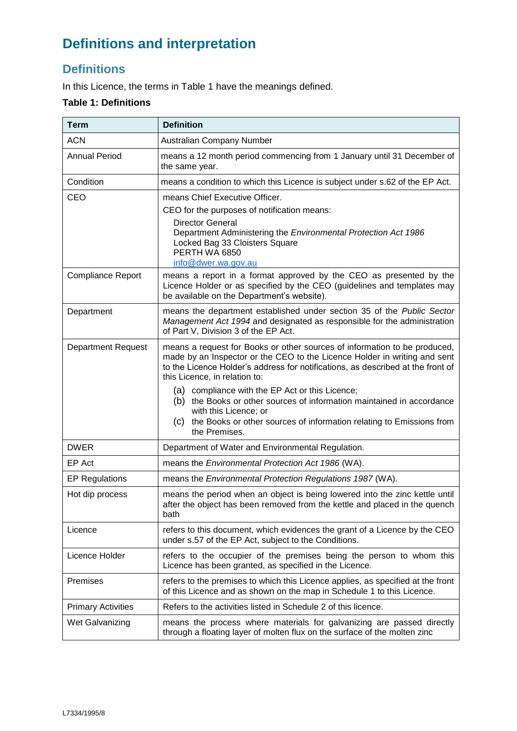# Definitions and interpretation

## Definitions

In this Licence, the terms in Table 1 have the meanings defined.

**Table 1: Definitions**

| Term | Definition |
|---|---|
| ACN | Australian Company Number |
| Annual Period | means a 12 month period commencing from 1 January until 31 December of the same year. |
| Condition | means a condition to which this Licence is subject under s.62 of the EP Act. |
| CEO | means Chief Executive Officer.<br>CEO for the purposes of notification means:<br>Director General<br>Department Administering the *Environmental Protection Act 1986*<br>Locked Bag 33 Cloisters Square<br>PERTH WA 6850<br>info@dwer.wa.gov.au |
| Compliance Report | means a report in a format approved by the CEO as presented by the Licence Holder or as specified by the CEO (guidelines and templates may be available on the Department's website). |
| Department | means the department established under section 35 of the *Public Sector Management Act 1994* and designated as responsible for the administration of Part V, Division 3 of the EP Act. |
| Department Request | means a request for Books or other sources of information to be produced, made by an Inspector or the CEO to the Licence Holder in writing and sent to the Licence Holder's address for notifications, as described at the front of this Licence, in relation to:<br>(a) compliance with the EP Act or this Licence;<br>(b) the Books or other sources of information maintained in accordance with this Licence; or<br>(c) the Books or other sources of information relating to Emissions from the Premises. |
| DWER | Department of Water and Environmental Regulation. |
| EP Act | means the *Environmental Protection Act 1986* (WA). |
| EP Regulations | means the *Environmental Protection Regulations 1987* (WA). |
| Hot dip process | means the period when an object is being lowered into the zinc kettle until after the object has been removed from the kettle and placed in the quench bath |
| Licence | refers to this document, which evidences the grant of a Licence by the CEO under s.57 of the EP Act, subject to the Conditions. |
| Licence Holder | refers to the occupier of the premises being the person to whom this Licence has been granted, as specified in the Licence. |
| Premises | refers to the premises to which this Licence applies, as specified at the front of this Licence and as shown on the map in Schedule 1 to this Licence. |
| Primary Activities | Refers to the activities listed in Schedule 2 of this licence. |
| Wet Galvanizing | means the process where materials for galvanizing are passed directly through a floating layer of molten flux on the surface of the molten zinc |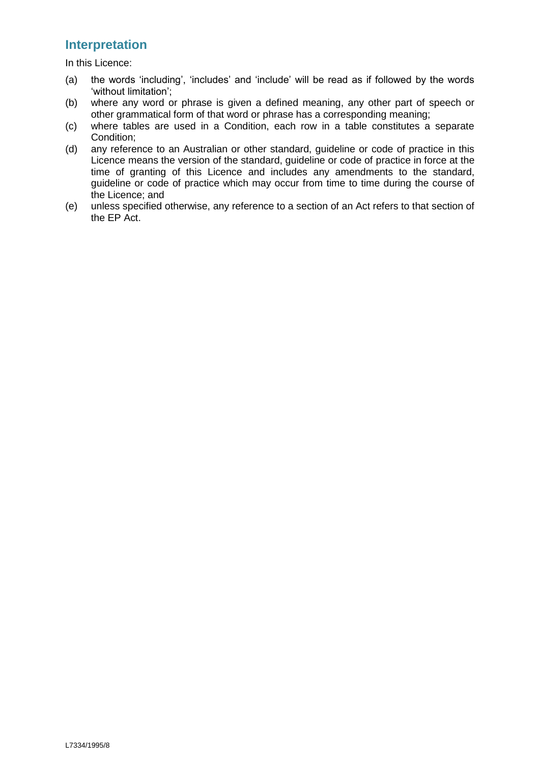## Interpretation

In this Licence:

(a) the words 'including', 'includes' and 'include' will be read as if followed by the words 'without limitation';

(b) where any word or phrase is given a defined meaning, any other part of speech or other grammatical form of that word or phrase has a corresponding meaning;

(c) where tables are used in a Condition, each row in a table constitutes a separate Condition;

(d) any reference to an Australian or other standard, guideline or code of practice in this Licence means the version of the standard, guideline or code of practice in force at the time of granting of this Licence and includes any amendments to the standard, guideline or code of practice which may occur from time to time during the course of the Licence; and

(e) unless specified otherwise, any reference to a section of an Act refers to that section of the EP Act.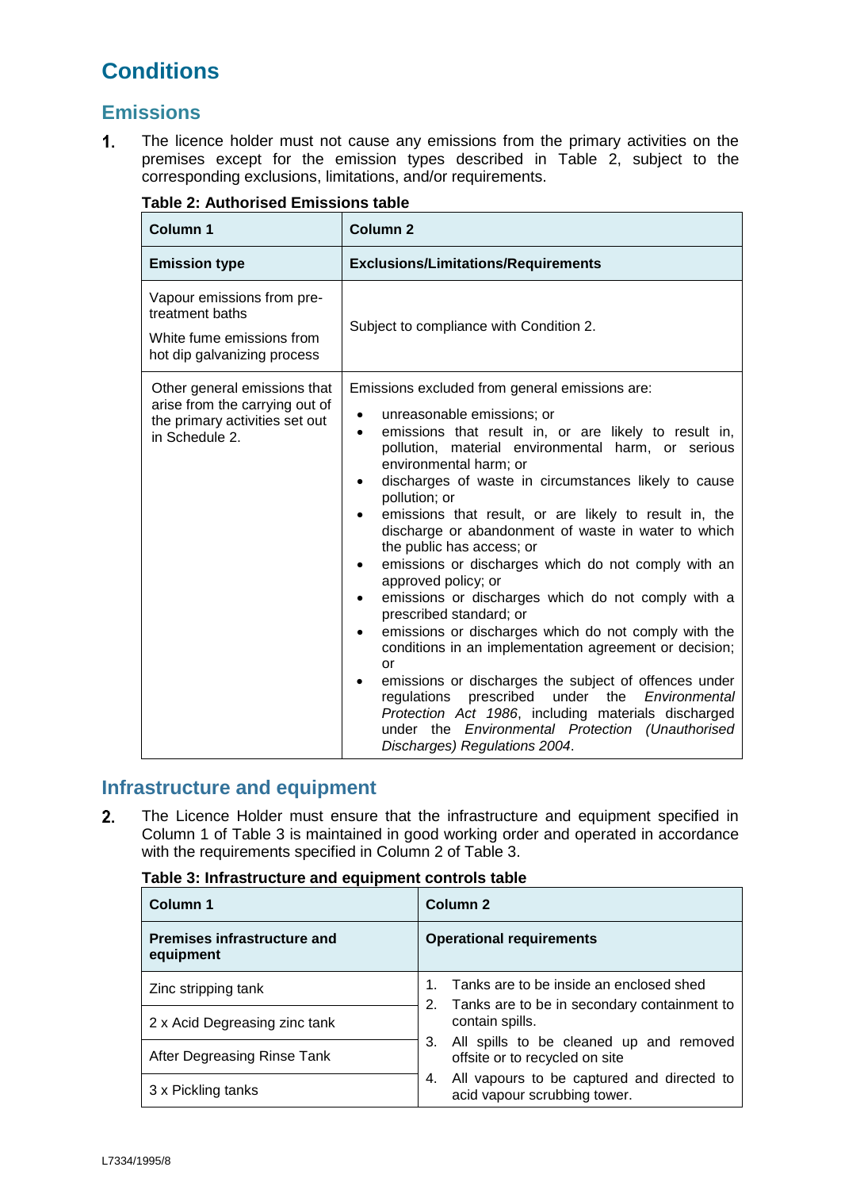# Conditions

## Emissions

1. The licence holder must not cause any emissions from the primary activities on the premises except for the emission types described in Table 2, subject to the corresponding exclusions, limitations, and/or requirements.

**Table 2: Authorised Emissions table**

| Column 1 | Column 2 |
|---|---|
| **Emission type** | **Exclusions/Limitations/Requirements** |
| Vapour emissions from pre-treatment baths<br><br>White fume emissions from hot dip galvanizing process | Subject to compliance with Condition 2. |
| Other general emissions that arise from the carrying out of the primary activities set out in Schedule 2. | Emissions excluded from general emissions are:<br>• unreasonable emissions; or<br>• emissions that result in, or are likely to result in, pollution, material environmental harm, or serious environmental harm; or<br>• discharges of waste in circumstances likely to cause pollution; or<br>• emissions that result, or are likely to result in, the discharge or abandonment of waste in water to which the public has access; or<br>• emissions or discharges which do not comply with an approved policy; or<br>• emissions or discharges which do not comply with a prescribed standard; or<br>• emissions or discharges which do not comply with the conditions in an implementation agreement or decision; or<br>• emissions or discharges the subject of offences under regulations prescribed under the *Environmental Protection Act 1986*, including materials discharged under the *Environmental Protection (Unauthorised Discharges) Regulations 2004*. |

## Infrastructure and equipment

2. The Licence Holder must ensure that the infrastructure and equipment specified in Column 1 of Table 3 is maintained in good working order and operated in accordance with the requirements specified in Column 2 of Table 3.

**Table 3: Infrastructure and equipment controls table**

| Column 1 | Column 2 |
|---|---|
| **Premises infrastructure and equipment** | **Operational requirements** |
| Zinc stripping tank<br><br>2 x Acid Degreasing zinc tank<br><br>After Degreasing Rinse Tank<br><br>3 x Pickling tanks | 1. Tanks are to be inside an enclosed shed<br>2. Tanks are to be in secondary containment to contain spills.<br>3. All spills to be cleaned up and removed offsite or to recycled on site<br>4. All vapours to be captured and directed to acid vapour scrubbing tower. |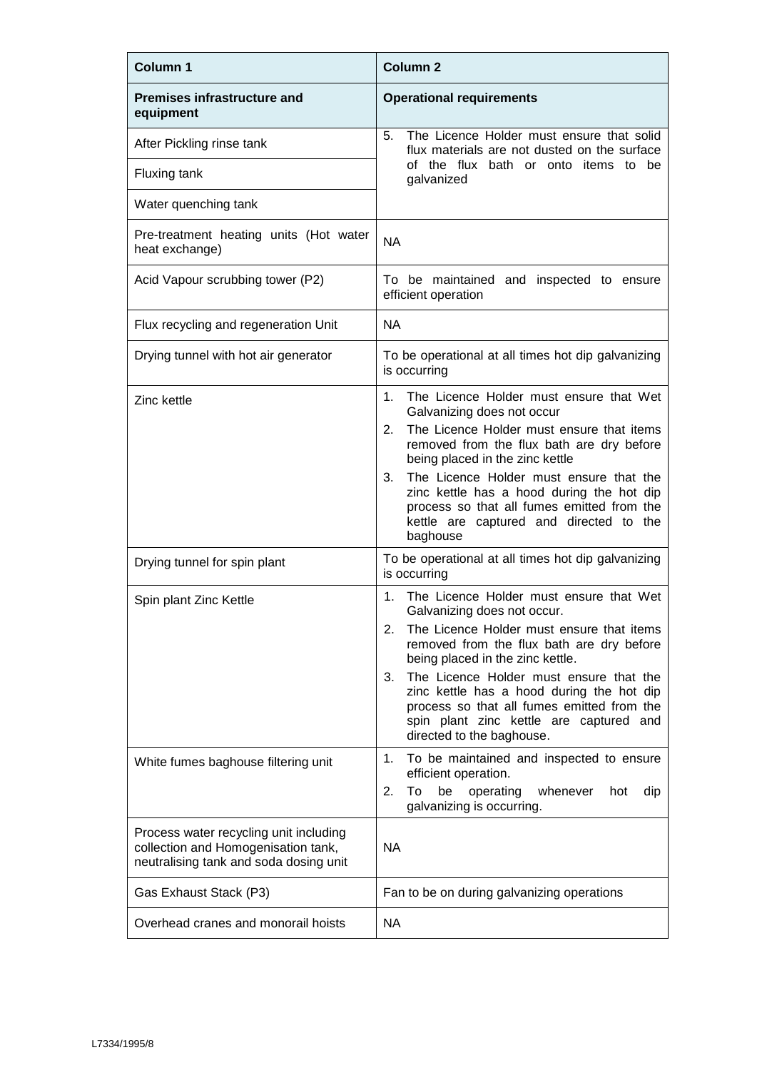| Column 1 | Column 2 |
|---|---|
| **Premises infrastructure and equipment** | **Operational requirements** |
| After Pickling rinse tank | 5. The Licence Holder must ensure that solid flux materials are not dusted on the surface of the flux bath or onto items to be galvanized |
| Fluxing tank | |
| Water quenching tank | |
| Pre-treatment heating units (Hot water heat exchange) | NA |
| Acid Vapour scrubbing tower (P2) | To be maintained and inspected to ensure efficient operation |
| Flux recycling and regeneration Unit | NA |
| Drying tunnel with hot air generator | To be operational at all times hot dip galvanizing is occurring |
| Zinc kettle | 1. The Licence Holder must ensure that Wet Galvanizing does not occur<br>2. The Licence Holder must ensure that items removed from the flux bath are dry before being placed in the zinc kettle<br>3. The Licence Holder must ensure that the zinc kettle has a hood during the hot dip process so that all fumes emitted from the kettle are captured and directed to the baghouse |
| Drying tunnel for spin plant | To be operational at all times hot dip galvanizing is occurring |
| Spin plant Zinc Kettle | 1. The Licence Holder must ensure that Wet Galvanizing does not occur.<br>2. The Licence Holder must ensure that items removed from the flux bath are dry before being placed in the zinc kettle.<br>3. The Licence Holder must ensure that the zinc kettle has a hood during the hot dip process so that all fumes emitted from the spin plant zinc kettle are captured and directed to the baghouse. |
| White fumes baghouse filtering unit | 1. To be maintained and inspected to ensure efficient operation.<br>2. To be operating whenever hot dip galvanizing is occurring. |
| Process water recycling unit including collection and Homogenisation tank, neutralising tank and soda dosing unit | NA |
| Gas Exhaust Stack (P3) | Fan to be on during galvanizing operations |
| Overhead cranes and monorail hoists | NA |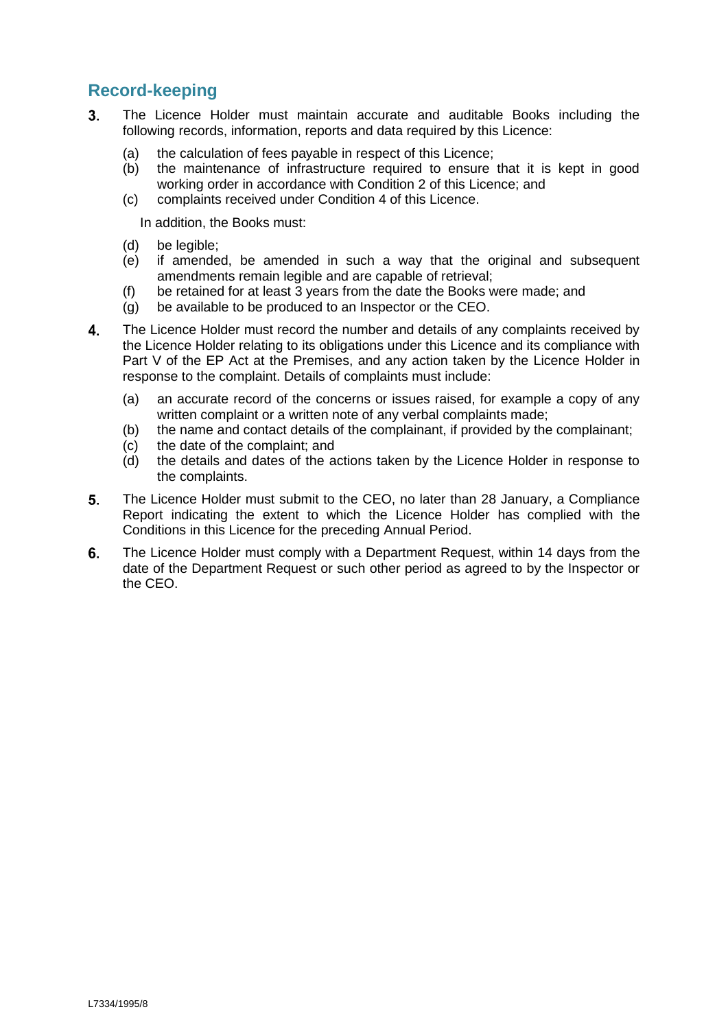## Record-keeping

**3.** The Licence Holder must maintain accurate and auditable Books including the following records, information, reports and data required by this Licence:

(a) the calculation of fees payable in respect of this Licence;
(b) the maintenance of infrastructure required to ensure that it is kept in good working order in accordance with Condition 2 of this Licence; and
(c) complaints received under Condition 4 of this Licence.

In addition, the Books must:

(d) be legible;
(e) if amended, be amended in such a way that the original and subsequent amendments remain legible and are capable of retrieval;
(f) be retained for at least 3 years from the date the Books were made; and
(g) be available to be produced to an Inspector or the CEO.

**4.** The Licence Holder must record the number and details of any complaints received by the Licence Holder relating to its obligations under this Licence and its compliance with Part V of the EP Act at the Premises, and any action taken by the Licence Holder in response to the complaint. Details of complaints must include:

(a) an accurate record of the concerns or issues raised, for example a copy of any written complaint or a written note of any verbal complaints made;
(b) the name and contact details of the complainant, if provided by the complainant;
(c) the date of the complaint; and
(d) the details and dates of the actions taken by the Licence Holder in response to the complaints.

**5.** The Licence Holder must submit to the CEO, no later than 28 January, a Compliance Report indicating the extent to which the Licence Holder has complied with the Conditions in this Licence for the preceding Annual Period.

**6.** The Licence Holder must comply with a Department Request, within 14 days from the date of the Department Request or such other period as agreed to by the Inspector or the CEO.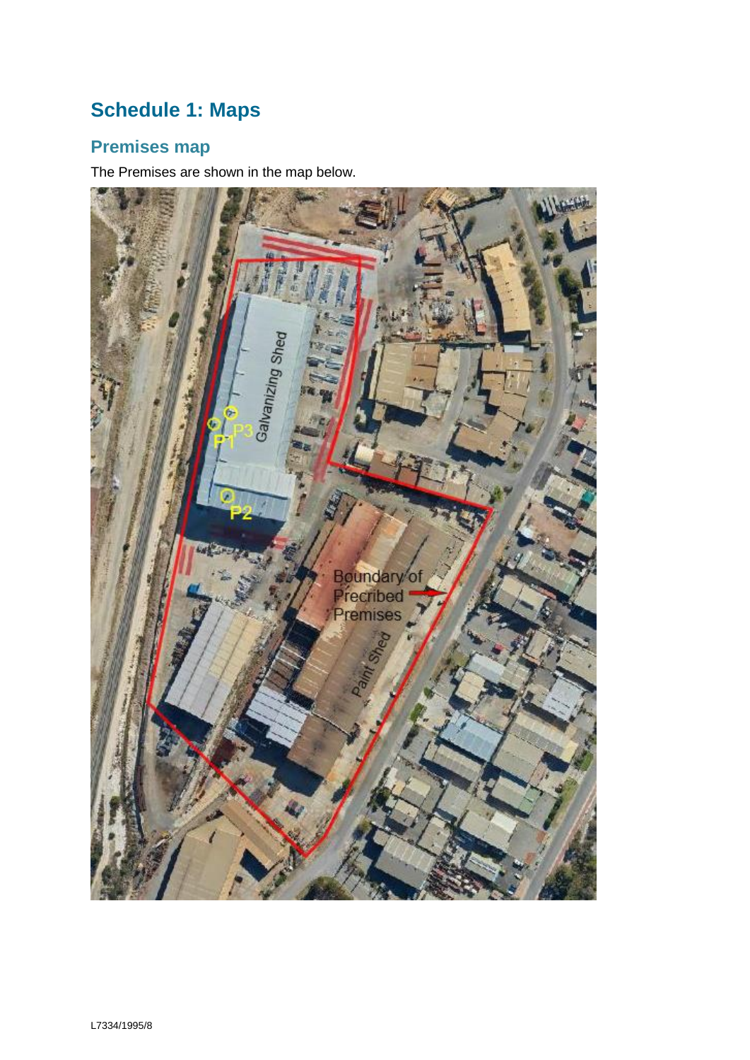# Schedule 1: Maps

## Premises map

The Premises are shown in the map below.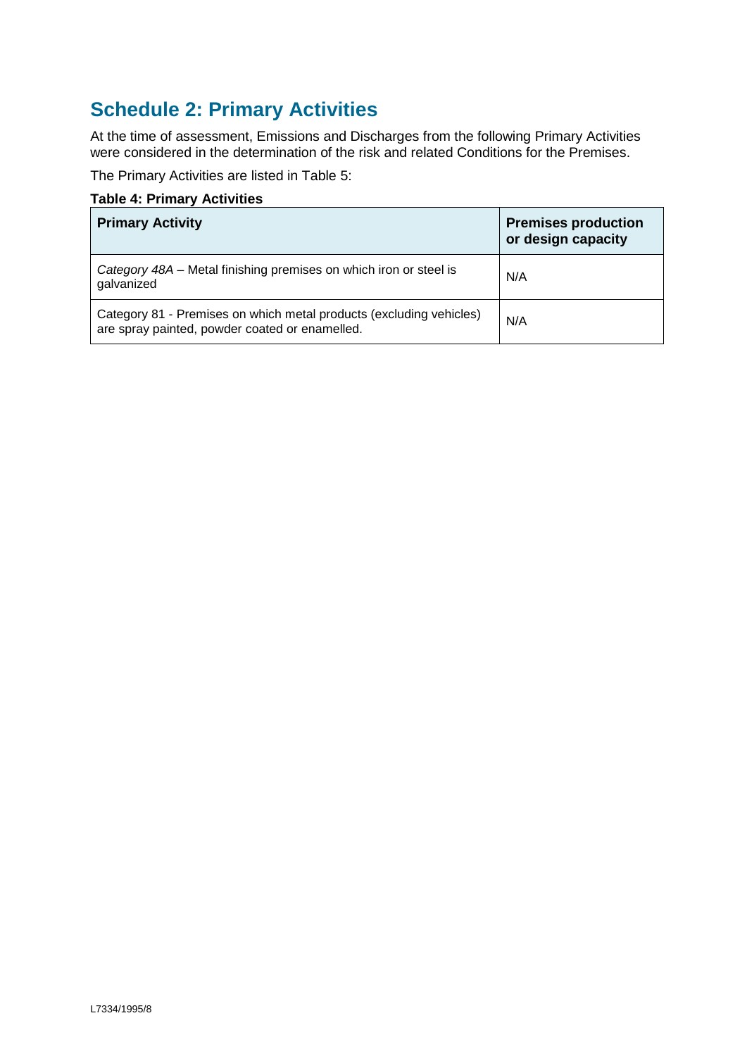## Schedule 2: Primary Activities

At the time of assessment, Emissions and Discharges from the following Primary Activities were considered in the determination of the risk and related Conditions for the Premises.

The Primary Activities are listed in Table 5:

**Table 4: Primary Activities**

| Primary Activity | Premises production or design capacity |
|---|---|
| *Category 48A* – Metal finishing premises on which iron or steel is galvanized | N/A |
| Category 81 - Premises on which metal products (excluding vehicles) are spray painted, powder coated or enamelled. | N/A |

L7334/1995/8